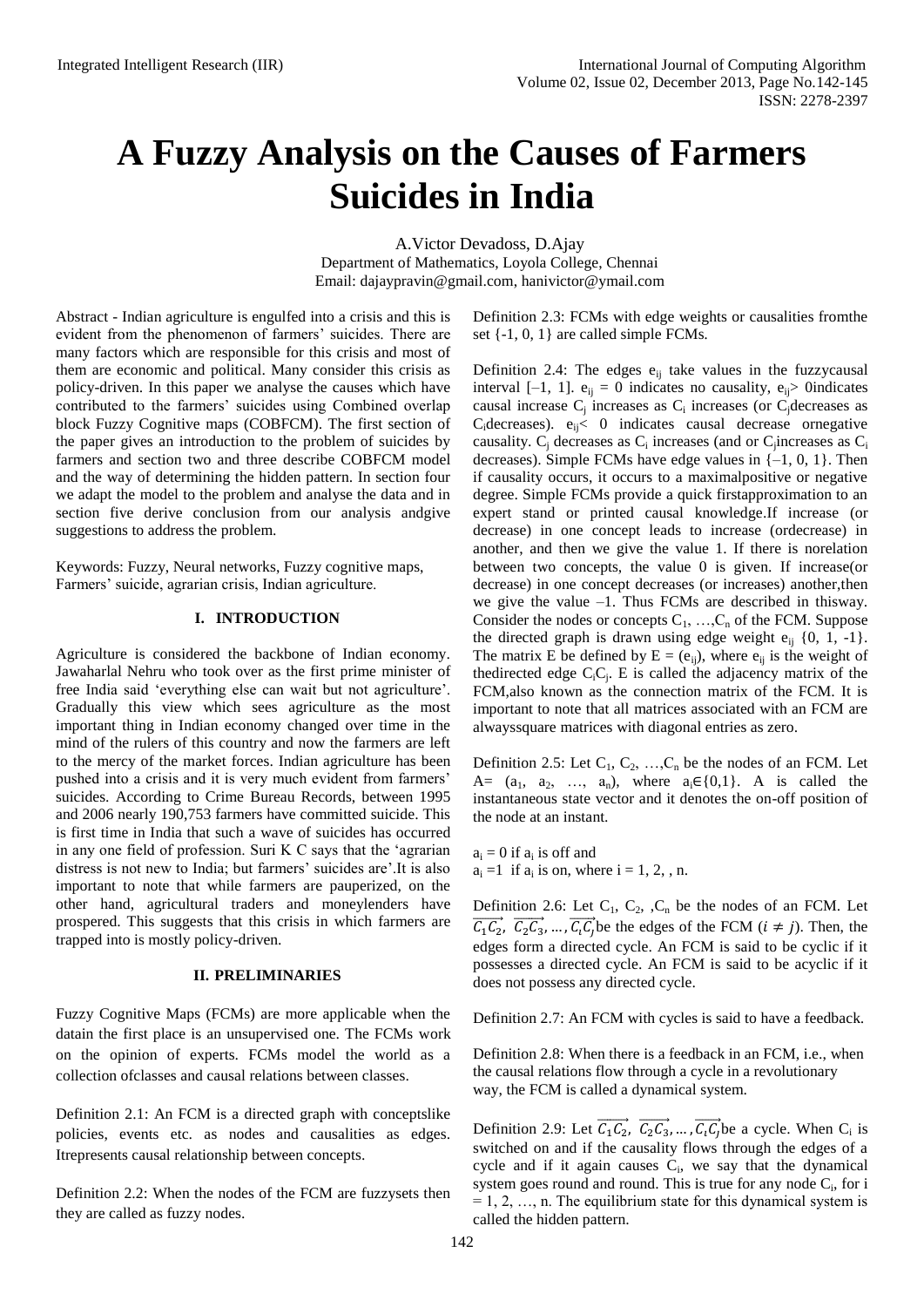# A Fuzzy Analysis on the Causes of Farmers Suicides in India

A.Victor Devadoss, D.Ajay

Department of Mathematics, Loyola College, Chennai

Email: dajaypravin@gmail.com, hanivictor@ymail.com

Abstract - Indian agriculture is engulfed into a crisis and this is evident from the phenomenon of farmers' suicides. There are many factors which are responsible for this crisis and most of them are economic and political. Many consider this crisis as policy-driven. In this paper we analyse the causes which have contributed to the farmers' suicides using Combined overlap block Fuzzy Cognitive maps (COBFCM). The first section of the paper gives an introduction to the problem of suicides by farmers and section two and three describe COBFCM model and the way of determining the hidden pattern. In section four we adapt the model to the problem and analyse the data and in section five derive conclusion from our analysis andgive suggestions to address the problem.

Keywords: Fuzzy, Neural networks, Fuzzy cognitive maps, Farmers' suicide, agrarian crisis, Indian agriculture.

## I. INTRODUCTION

Agriculture is considered the backbone of Indian economy. Jawaharlal Nehru who took over as the first prime minister of free India said 'everything else can wait but not agriculture'. Gradually this view which sees agriculture as the most important thing in Indian economy changed over time in the mind of the rulers of this country and now the farmers are left to the mercy of the market forces. Indian agriculture has been pushed into a crisis and it is very much evident from farmers' suicides. According to Crime Bureau Records, between 1995 and 2006 nearly 190,753 farmers have committed suicide. This is first time in India that such a wave of suicides has occurred in any one field of profession. Suri K C says that the 'agrarian distress is not new to India; but farmers' suicides are'.It is also important to note that while farmers are pauperized, on the other hand, agricultural traders and moneylenders have prospered. This suggests that this crisis in which farmers are trapped into is mostly policy-driven.

## II. PRELIMINARIES

Fuzzy Cognitive Maps (FCMs) are more applicable when the datain the first place is an unsupervised one. The FCMs work on the opinion of experts. FCMs model the world as a collection ofclasses and causal relations between classes.

Definition 2.1: An FCM is a directed graph with conceptslike policies, events etc. as nodes and causalities as edges. Itrepresents causal relationship between concepts.

Definition 2.2: When the nodes of the FCM are fuzzysets then they are called as fuzzy nodes.

Definition 2.3: FCMs with edge weights or causalities fromthe set {-1, 0, 1} are called simple FCMs.

Definition 2.4: The edges $e_{ij}$ take values in the fuzzycausal interval [–1, 1]. $e_{ij} = 0$ indicates no causality, $e_{ij} > 0$indicates causal increase $C_j$ increases as $C_i$ increases (or $C_j$decreases as $C_i$decreases). $e_{ij} < 0$ indicates causal decrease ornegative causality. $C_j$ decreases as $C_i$ increases (and or $C_j$increases as $C_i$ decreases). Simple FCMs have edge values in {–1, 0, 1}. Then if causality occurs, it occurs to a maximalpositive or negative degree. Simple FCMs provide a quick firstapproximation to an expert stand or printed causal knowledge.If increase (or decrease) in one concept leads to increase (ordecrease) in another, and then we give the value 1. If there is norelation between two concepts, the value 0 is given. If increase(or decrease) in one concept decreases (or increases) another,then we give the value –1. Thus FCMs are described in thisway. Consider the nodes or concepts $C_1, \ldots, C_n$ of the FCM. Suppose the directed graph is drawn using edge weight $e_{ij}$ {0, 1, -1}. The matrix E be defined by $E = (e_{ij})$, where $e_{ij}$ is the weight of thedirected edge $C_iC_j$. E is called the adjacency matrix of the FCM,also known as the connection matrix of the FCM. It is important to note that all matrices associated with an FCM are alwayssquare matrices with diagonal entries as zero.

Definition 2.5: Let $C_1, C_2, \ldots, C_n$ be the nodes of an FCM. Let $A = (a_1, a_2, \ldots, a_n)$, where $a_i \in \{0,1\}$. A is called the instantaneous state vector and it denotes the on-off position of the node at an instant.

$a_i = 0$ if $a_i$ is off and
$a_i = 1$ if $a_i$ is on, where i = 1, 2, , n.

Definition 2.6: Let $C_1, C_2, ,C_n$ be the nodes of an FCM. Let $\overrightarrow{C_1C_2}, \overrightarrow{C_2C_3}, \ldots, \overrightarrow{C_iC_j}$be the edges of the FCM ($i \neq j$). Then, the edges form a directed cycle. An FCM is said to be cyclic if it possesses a directed cycle. An FCM is said to be acyclic if it does not possess any directed cycle.

Definition 2.7: An FCM with cycles is said to have a feedback.

Definition 2.8: When there is a feedback in an FCM, i.e., when the causal relations flow through a cycle in a revolutionary way, the FCM is called a dynamical system.

Definition 2.9: Let $\overrightarrow{C_1C_2}, \overrightarrow{C_2C_3}, \ldots, \overrightarrow{C_iC_j}$be a cycle. When $C_i$ is switched on and if the causality flows through the edges of a cycle and if it again causes $C_i$, we say that the dynamical system goes round and round. This is true for any node $C_i$, for i = 1, 2, …, n. The equilibrium state for this dynamical system is called the hidden pattern.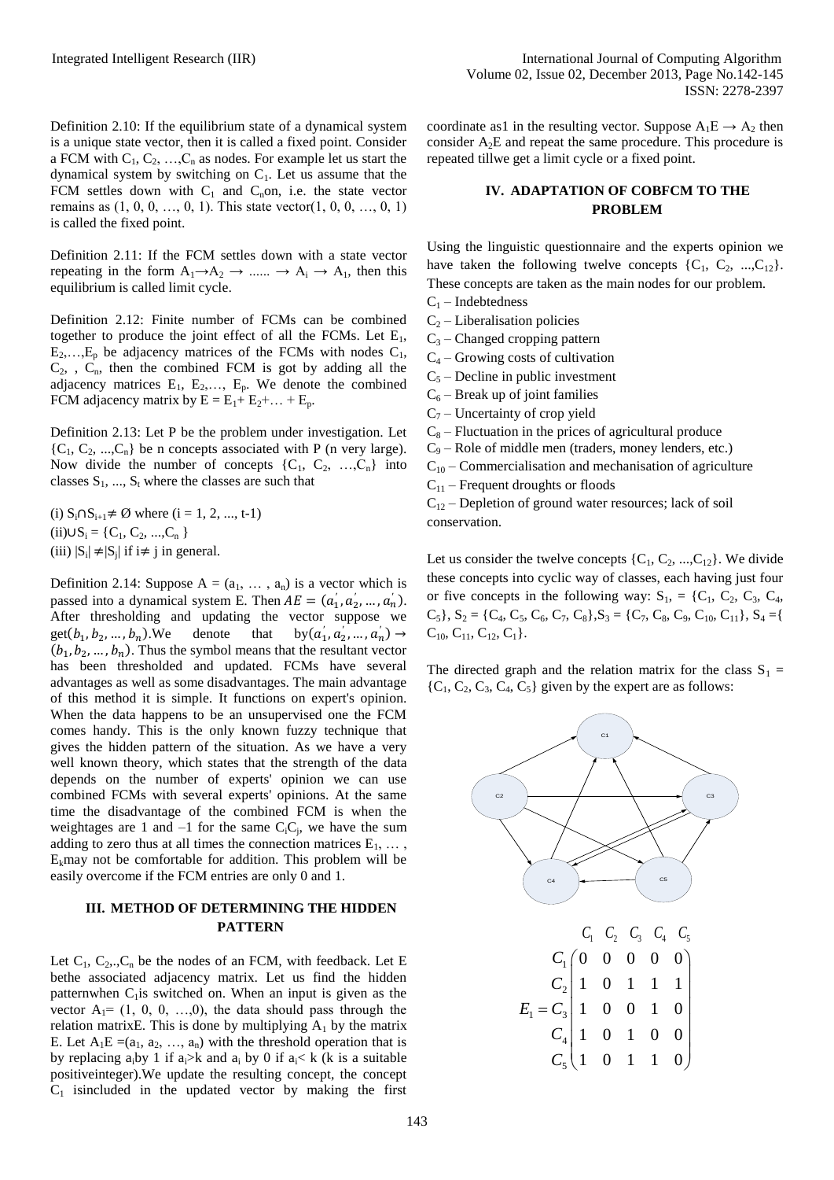Definition 2.10: If the equilibrium state of a dynamical system is a unique state vector, then it is called a fixed point. Consider a FCM with $C_1, C_2, \ldots, C_n$ as nodes. For example let us start the dynamical system by switching on $C_1$. Let us assume that the FCM settles down with $C_1$ and $C_n$on, i.e. the state vector remains as (1, 0, 0, …, 0, 1). This state vector(1, 0, 0, …, 0, 1) is called the fixed point.

Definition 2.11: If the FCM settles down with a state vector repeating in the form $A_1 \rightarrow A_2 \rightarrow \ldots\ldots \rightarrow A_i \rightarrow A_1$, then this equilibrium is called limit cycle.

Definition 2.12: Finite number of FCMs can be combined together to produce the joint effect of all the FCMs. Let $E_1, E_2, \ldots, E_p$ be adjacency matrices of the FCMs with nodes $C_1, C_2$, , $C_n$, then the combined FCM is got by adding all the adjacency matrices $E_1, E_2, \ldots, E_p$. We denote the combined FCM adjacency matrix by $E = E_1 + E_2 + \ldots + E_p$.

Definition 2.13: Let P be the problem under investigation. Let $\{C_1, C_2, \ldots, C_n\}$ be n concepts associated with P (n very large). Now divide the number of concepts $\{C_1, C_2, \ldots, C_n\}$ into classes $S_1, \ldots, S_t$ where the classes are such that

(i) $S_i \cap S_{i+1} \neq \emptyset$ where (i = 1, 2, ..., t-1)
(ii)$\cup S_i = \{C_1, C_2, \ldots, C_n\}$
(iii) $|S_i| \neq |S_j|$ if $i \neq j$ in general.

Definition 2.14: Suppose $A = (a_1, \ldots, a_n)$ is a vector which is passed into a dynamical system E. Then $AE = (a_1', a_2', \ldots, a_n')$. After thresholding and updating the vector suppose we get$(b_1, b_2, \ldots, b_n)$.We denote that by$(a_1', a_2', \ldots, a_n') \rightarrow (b_1, b_2, \ldots, b_n)$. Thus the symbol means that the resultant vector has been thresholded and updated. FCMs have several advantages as well as some disadvantages. The main advantage of this method it is simple. It functions on expert's opinion. When the data happens to be an unsupervised one the FCM comes handy. This is the only known fuzzy technique that gives the hidden pattern of the situation. As we have a very well known theory, which states that the strength of the data depends on the number of experts' opinion we can use combined FCMs with several experts' opinions. At the same time the disadvantage of the combined FCM is when the weightages are 1 and –1 for the same $C_iC_j$, we have the sum adding to zero thus at all times the connection matrices $E_1, \ldots, E_k$may not be comfortable for addition. This problem will be easily overcome if the FCM entries are only 0 and 1.

## III. METHOD OF DETERMINING THE HIDDEN PATTERN

Let $C_1, C_2, .., C_n$ be the nodes of an FCM, with feedback. Let E bethe associated adjacency matrix. Let us find the hidden patternwhen $C_1$is switched on. When an input is given as the vector $A_1 = (1, 0, 0, \ldots, 0)$, the data should pass through the relation matrixE. This is done by multiplying $A_1$ by the matrix E. Let $A_1E = (a_1, a_2, \ldots, a_n)$ with the threshold operation that is by replacing $a_i$by 1 if $a_i > k$ and $a_i$ by 0 if $a_i < k$ (k is a suitable positiveinteger).We update the resulting concept, the concept $C_1$ isincluded in the updated vector by making the first coordinate as1 in the resulting vector. Suppose $A_1E \rightarrow A_2$ then consider $A_2E$ and repeat the same procedure. This procedure is repeated tillwe get a limit cycle or a fixed point.

## IV. ADAPTATION OF COBFCM TO THE PROBLEM

Using the linguistic questionnaire and the experts opinion we have taken the following twelve concepts $\{C_1, C_2, \ldots, C_{12}\}$. These concepts are taken as the main nodes for our problem.

$C_1$ – Indebtedness
$C_2$ – Liberalisation policies
$C_3$ – Changed cropping pattern
$C_4$ – Growing costs of cultivation
$C_5$ – Decline in public investment
$C_6$ – Break up of joint families
$C_7$ – Uncertainty of crop yield
$C_8$ – Fluctuation in the prices of agricultural produce
$C_9$ – Role of middle men (traders, money lenders, etc.)
$C_{10}$ – Commercialisation and mechanisation of agriculture
$C_{11}$ – Frequent droughts or floods
$C_{12}$ – Depletion of ground water resources; lack of soil conservation.

Let us consider the twelve concepts $\{C_1, C_2, \ldots, C_{12}\}$. We divide these concepts into cyclic way of classes, each having just four or five concepts in the following way: $S_1 = \{C_1, C_2, C_3, C_4, C_5\}$, $S_2 = \{C_4, C_5, C_6, C_7, C_8\}$, $S_3 = \{C_7, C_8, C_9, C_{10}, C_{11}\}$, $S_4 = \{C_{10}, C_{11}, C_{12}, C_1\}$.

The directed graph and the relation matrix for the class $S_1 = \{C_1, C_2, C_3, C_4, C_5\}$ given by the expert are as follows:

C1
C2
C3
C4
C5

$$E_1 = \begin{array}{c} \\ C_1 \\ C_2 \\ C_3 \\ C_4 \\ C_5 \end{array} \begin{array}{c} \begin{array}{ccccc} C_1 & C_2 & C_3 & C_4 & C_5 \end{array} \\ \begin{pmatrix} 0 & 0 & 0 & 0 & 0 \\ 1 & 0 & 1 & 1 & 1 \\ 1 & 0 & 0 & 1 & 0 \\ 1 & 0 & 1 & 0 & 0 \\ 1 & 0 & 1 & 1 & 0 \end{pmatrix} \end{array}$$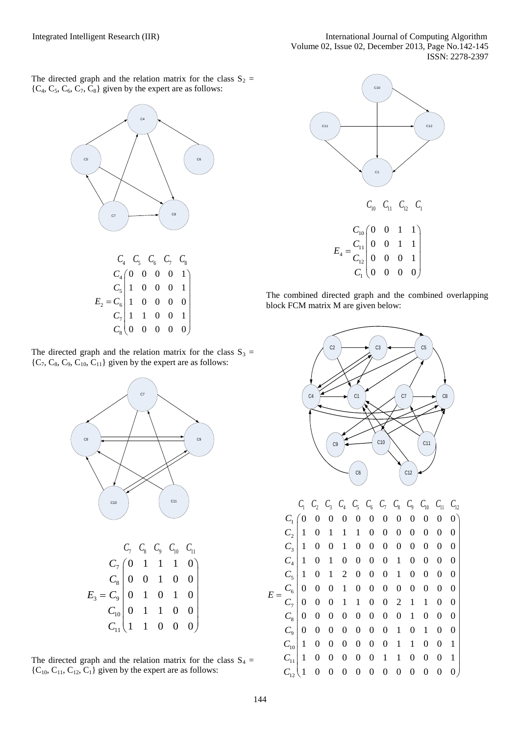The directed graph and the relation matrix for the class $S_2 = \{C_4, C_5, C_6, C_7, C_8\}$ given by the expert are as follows:

$$
E_2 = \begin{array}{c} \\ C_4 \\ C_5 \\ C_6 \\ C_7 \\ C_8 \end{array}
\begin{array}{c} \begin{array}{ccccc} C_4 & C_5 & C_6 & C_7 & C_8 \end{array} \\
\begin{pmatrix} 0 & 0 & 0 & 0 & 1 \\ 1 & 0 & 0 & 0 & 1 \\ 1 & 0 & 0 & 0 & 0 \\ 1 & 1 & 0 & 0 & 1 \\ 0 & 0 & 0 & 0 & 0 \end{pmatrix} \end{array}
$$

The directed graph and the relation matrix for the class $S_3 = \{C_7, C_8, C_9, C_{10}, C_{11}\}$ given by the expert are as follows:

$$
E_3 = \begin{array}{c} \\ C_7 \\ C_8 \\ C_9 \\ C_{10} \\ C_{11} \end{array}
\begin{array}{c} \begin{array}{ccccc} C_7 & C_8 & C_9 & C_{10} & C_{11} \end{array} \\
\begin{pmatrix} 0 & 1 & 1 & 1 & 0 \\ 0 & 0 & 1 & 0 & 0 \\ 0 & 1 & 0 & 1 & 0 \\ 0 & 1 & 1 & 0 & 0 \\ 1 & 1 & 0 & 0 & 0 \end{pmatrix} \end{array}
$$

The directed graph and the relation matrix for the class $S_4 = \{C_{10}, C_{11}, C_{12}, C_1\}$ given by the expert are as follows:

$$
E_4 = \begin{array}{c} \\ C_{10} \\ C_{11} \\ C_{12} \\ C_1 \end{array}
\begin{array}{c} \begin{array}{cccc} C_{10} & C_{11} & C_{12} & C_1 \end{array} \\
\begin{pmatrix} 0 & 0 & 1 & 1 \\ 0 & 0 & 1 & 1 \\ 0 & 0 & 0 & 1 \\ 0 & 0 & 0 & 0 \end{pmatrix} \end{array}
$$

The combined directed graph and the combined overlapping block FCM matrix M are given below:

$$
E = \begin{array}{c} \\ C_1 \\ C_2 \\ C_3 \\ C_4 \\ C_5 \\ C_6 \\ C_7 \\ C_8 \\ C_9 \\ C_{10} \\ C_{11} \\ C_{12} \end{array}
\begin{array}{c} \begin{array}{cccccccccccc} C_1 & C_2 & C_3 & C_4 & C_5 & C_6 & C_7 & C_8 & C_9 & C_{10} & C_{11} & C_{12} \end{array} \\
\begin{pmatrix}
0 & 0 & 0 & 0 & 0 & 0 & 0 & 0 & 0 & 0 & 0 & 0 \\
1 & 0 & 1 & 1 & 1 & 0 & 0 & 0 & 0 & 0 & 0 & 0 \\
1 & 0 & 0 & 1 & 0 & 0 & 0 & 0 & 0 & 0 & 0 & 0 \\
1 & 0 & 1 & 0 & 0 & 0 & 0 & 1 & 0 & 0 & 0 & 0 \\
1 & 0 & 1 & 2 & 0 & 0 & 0 & 1 & 0 & 0 & 0 & 0 \\
0 & 0 & 0 & 1 & 0 & 0 & 0 & 0 & 0 & 0 & 0 & 0 \\
0 & 0 & 0 & 1 & 1 & 0 & 0 & 2 & 1 & 1 & 0 & 0 \\
0 & 0 & 0 & 0 & 0 & 0 & 0 & 0 & 1 & 0 & 0 & 0 \\
0 & 0 & 0 & 0 & 0 & 0 & 0 & 1 & 0 & 1 & 0 & 0 \\
1 & 0 & 0 & 0 & 0 & 0 & 0 & 1 & 1 & 0 & 0 & 1 \\
1 & 0 & 0 & 0 & 0 & 0 & 1 & 1 & 0 & 0 & 0 & 1 \\
1 & 0 & 0 & 0 & 0 & 0 & 0 & 0 & 0 & 0 & 0 & 0
\end{pmatrix} \end{array}
$$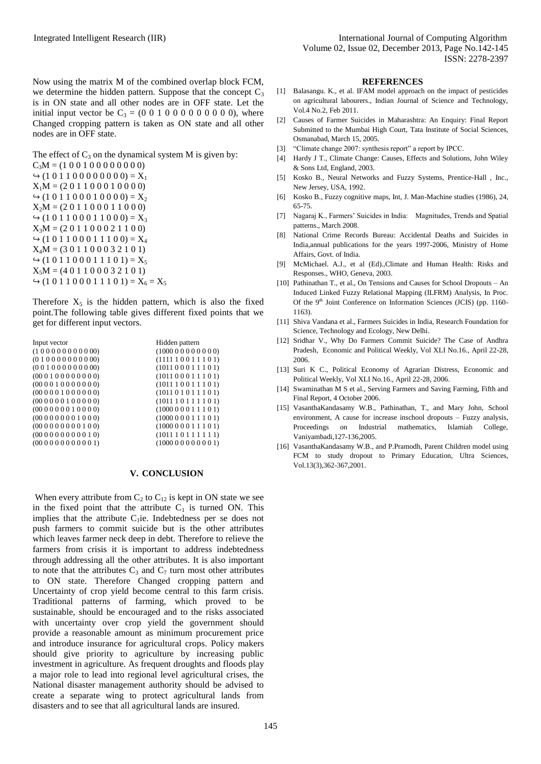Now using the matrix M of the combined overlap block FCM, we determine the hidden pattern. Suppose that the concept $C_3$ is in ON state and all other nodes are in OFF state. Let the initial input vector be $C_3 = (0\ 0\ 1\ 0\ 0\ 0\ 0\ 0\ 0\ 0\ 0\ 0)$, where Changed cropping pattern is taken as ON state and all other nodes are in OFF state.

The effect of $C_3$ on the dynamical system M is given by:

$C_3M = (1\ 0\ 0\ 1\ 0\ 0\ 0\ 0\ 0\ 0\ 0\ 0)$
$\hookrightarrow (1\ 0\ 1\ 1\ 0\ 0\ 0\ 0\ 0\ 0\ 0\ 0) = X_1$
$X_1M = (2\ 0\ 1\ 1\ 0\ 0\ 0\ 1\ 0\ 0\ 0\ 0)$
$\hookrightarrow (1\ 0\ 1\ 1\ 0\ 0\ 0\ 1\ 0\ 0\ 0\ 0) = X_2$
$X_2M = (2\ 0\ 1\ 1\ 0\ 0\ 0\ 1\ 1\ 0\ 0\ 0)$
$\hookrightarrow (1\ 0\ 1\ 1\ 0\ 0\ 0\ 1\ 1\ 0\ 0\ 0) = X_3$
$X_3M = (2\ 0\ 1\ 1\ 0\ 0\ 0\ 2\ 1\ 1\ 0\ 0)$
$\hookrightarrow (1\ 0\ 1\ 1\ 0\ 0\ 0\ 1\ 1\ 1\ 0\ 0) = X_4$
$X_4M = (3\ 0\ 1\ 1\ 0\ 0\ 0\ 3\ 2\ 1\ 0\ 1)$
$\hookrightarrow (1\ 0\ 1\ 1\ 0\ 0\ 0\ 1\ 1\ 1\ 0\ 1) = X_5$
$X_5M = (4\ 0\ 1\ 1\ 0\ 0\ 0\ 3\ 2\ 1\ 0\ 1)$
$\hookrightarrow (1\ 0\ 1\ 1\ 0\ 0\ 0\ 1\ 1\ 1\ 0\ 1) = X_6 = X_5$

Therefore $X_5$ is the hidden pattern, which is also the fixed point.The following table gives different fixed points that we get for different input vectors.

| Input vector | Hidden pattern |
|---|---|
| (1 0 0 0 0 0 0 0 0 0 0 00) | (1000 0 0 0 0 0 0 0 0) |
| (0 1 0 0 0 0 0 0 0 0 0 00) | (1111 1 0 0 1 1 1 0 1) |
| (0 0 1 0 0 0 0 0 0 0 0 00) | (1011 0 0 0 1 1 1 0 1) |
| (00 0 1 0 0 0 0 0 0 0 0 0) | (1011 0 0 0 1 1 1 0 1) |
| (00 0 0 1 0 0 0 0 0 0 0 0) | (1011 1 0 0 1 1 1 0 1) |
| (00 0 0 0 1 0 0 0 0 0 0 0) | (1011 0 1 0 1 1 1 0 1) |
| (00 0 0 0 0 1 0 0 0 0 0) | (1011 1 0 1 1 1 1 0 1) |
| (00 0 0 0 0 0 1 0 0 0 0) | (1000 0 0 0 1 1 1 0 1) |
| (00 0 0 0 0 0 0 1 0 0 0) | (1000 0 0 0 1 1 1 0 1) |
| (00 0 0 0 0 0 0 0 1 0 0) | (1000 0 0 0 1 1 1 0 1) |
| (00 0 0 0 0 0 0 0 0 1 0) | (1011 1 0 1 1 1 1 1 1) |
| (00 0 0 0 0 0 0 0 0 0 1) | (1000 0 0 0 0 0 0 0 1) |

## V. CONCLUSION

When every attribute from $C_2$ to $C_{12}$ is kept in ON state we see in the fixed point that the attribute $C_1$ is turned ON. This implies that the attribute $C_1$ie. Indebtedness per se does not push farmers to commit suicide but is the other attributes which leaves farmer neck deep in debt. Therefore to relieve the farmers from crisis it is important to address indebtedness through addressing all the other attributes. It is also important to note that the attributes $C_3$ and $C_7$ turn most other attributes to ON state. Therefore Changed cropping pattern and Uncertainty of crop yield become central to this farm crisis. Traditional patterns of farming, which proved to be sustainable, should be encouraged and to the risks associated with uncertainty over crop yield the government should provide a reasonable amount as minimum procurement price and introduce insurance for agricultural crops. Policy makers should give priority to agriculture by increasing public investment in agriculture. As frequent droughts and floods play a major role to lead into regional level agricultural crises, the National disaster management authority should be advised to create a separate wing to protect agricultural lands from disasters and to see that all agricultural lands are insured.

## REFERENCES

[1] Balasangu. K., et al. IFAM model approach on the impact of pesticides on agricultural labourers., Indian Journal of Science and Technology, Vol.4 No.2, Feb 2011.

[2] Causes of Farmer Suicides in Maharashtra: An Enquiry: Final Report Submitted to the Mumbai High Court, Tata Institute of Social Sciences, Osmanabad, March 15, 2005.

[3] "Climate change 2007: synthesis report" a report by IPCC.

[4] Hardy J T., Climate Change: Causes, Effects and Solutions, John Wiley & Sons Ltd, England, 2003.

[5] Kosko B., Neural Networks and Fuzzy Systems, Prentice-Hall , Inc., New Jersey, USA, 1992.

[6] Kosko B., Fuzzy cognitive maps, Int, J. Man-Machine studies (1986), 24, 65-75.

[7] Nagaraj K., Farmers' Suicides in India: Magnitudes, Trends and Spatial patterns., March 2008.

[8] National Crime Records Bureau: Accidental Deaths and Suicides in India,annual publications for the years 1997-2006, Ministry of Home Affairs, Govt. of India.

[9] McMichael. A.J., et al (Ed).,Climate and Human Health: Risks and Responses., WHO, Geneva, 2003.

[10] Pathinathan T., et al., On Tensions and Causes for School Dropouts – An Induced Linked Fuzzy Relational Mapping (ILFRM) Analysis, In Proc. Of the 9th Joint Conference on Information Sciences (JCIS) (pp. 1160-1163).

[11] Shiva Vandana et al., Farmers Suicides in India, Research Foundation for Science, Technology and Ecology, New Delhi.

[12] Sridhar V., Why Do Farmers Commit Suicide? The Case of Andhra Pradesh, Economic and Political Weekly, Vol XLI No.16., April 22-28, 2006.

[13] Suri K C., Political Economy of Agrarian Distress, Economic and Political Weekly, Vol XLI No.16., April 22-28, 2006.

[14] Swaminathan M S et al., Serving Farmers and Saving Farming, Fifth and Final Report, 4 October 2006.

[15] VasanthaKandasamy W.B., Pathinathan, T., and Mary John, School environment, A cause for increase inschool dropouts – Fuzzy analysis, Proceedings on Industrial mathematics, Islamiah College, Vaniyambadi,127-136,2005.

[16] VasanthaKandasamy W.B., and P.Pramodh, Parent Children model using FCM to study dropout to Primary Education, Ultra Sciences, Vol.13(3),362-367,2001.